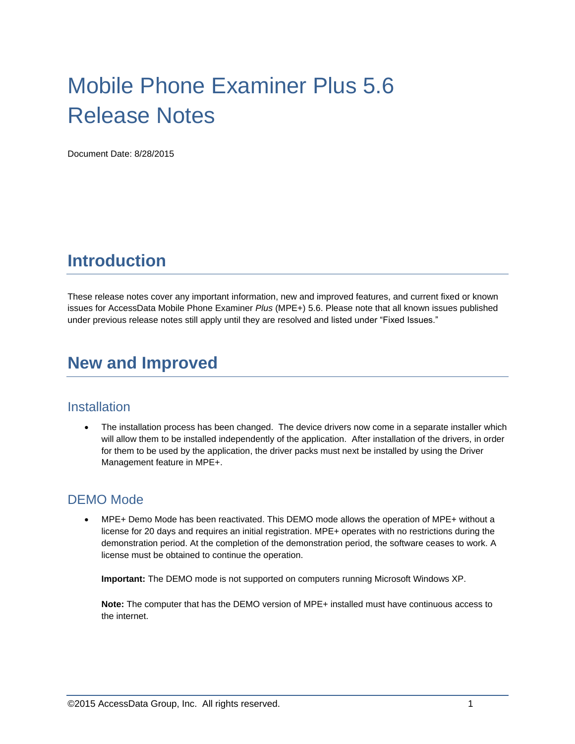# Mobile Phone Examiner Plus 5.6 Release Notes

Document Date: 8/28/2015

## Introduction

These release notes cover any important information, new and improved features, and current fixed or known issues for AccessData Mobile Phone Examiner *Plus* (MPE+) 5.6. Please note that all known issues published under previous release notes still apply until they are resolved and listed under "Fixed Issues."

## New and Improved

### Installation

- The installation process has been changed. The device drivers now come in a separate installer which will allow them to be installed independently of the application. After installation of the drivers, in order for them to be used by the application, the driver packs must next be installed by using the Driver Management feature in MPE+.

### DEMO Mode

- MPE+ Demo Mode has been reactivated. This DEMO mode allows the operation of MPE+ without a license for 20 days and requires an initial registration. MPE+ operates with no restrictions during the demonstration period. At the completion of the demonstration period, the software ceases to work. A license must be obtained to continue the operation.

  **Important:** The DEMO mode is not supported on computers running Microsoft Windows XP.

  **Note:** The computer that has the DEMO version of MPE+ installed must have continuous access to the internet.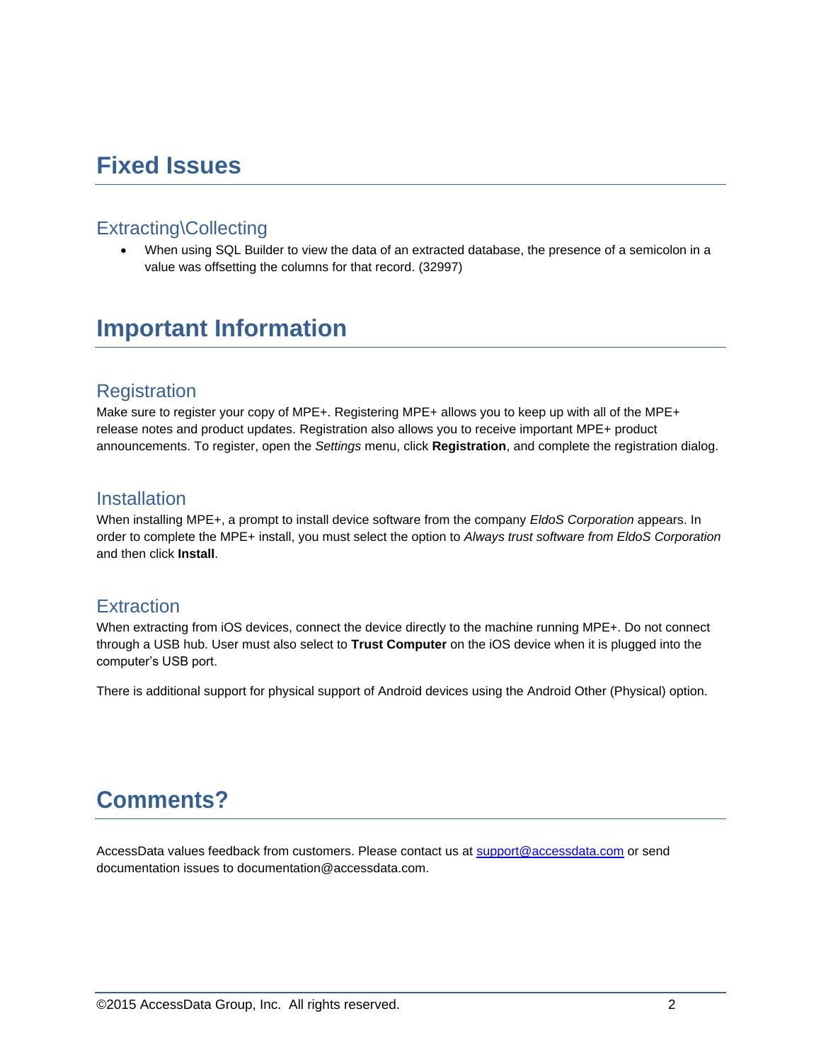# Fixed Issues

## Extracting\Collecting

- When using SQL Builder to view the data of an extracted database, the presence of a semicolon in a value was offsetting the columns for that record. (32997)

# Important Information

## Registration

Make sure to register your copy of MPE+. Registering MPE+ allows you to keep up with all of the MPE+ release notes and product updates. Registration also allows you to receive important MPE+ product announcements. To register, open the *Settings* menu, click **Registration**, and complete the registration dialog.

## Installation

When installing MPE+, a prompt to install device software from the company *EldoS Corporation* appears. In order to complete the MPE+ install, you must select the option to *Always trust software from EldoS Corporation* and then click **Install**.

## Extraction

When extracting from iOS devices, connect the device directly to the machine running MPE+. Do not connect through a USB hub. User must also select to **Trust Computer** on the iOS device when it is plugged into the computer's USB port.

There is additional support for physical support of Android devices using the Android Other (Physical) option.

# Comments?

AccessData values feedback from customers. Please contact us at support@accessdata.com or send documentation issues to documentation@accessdata.com.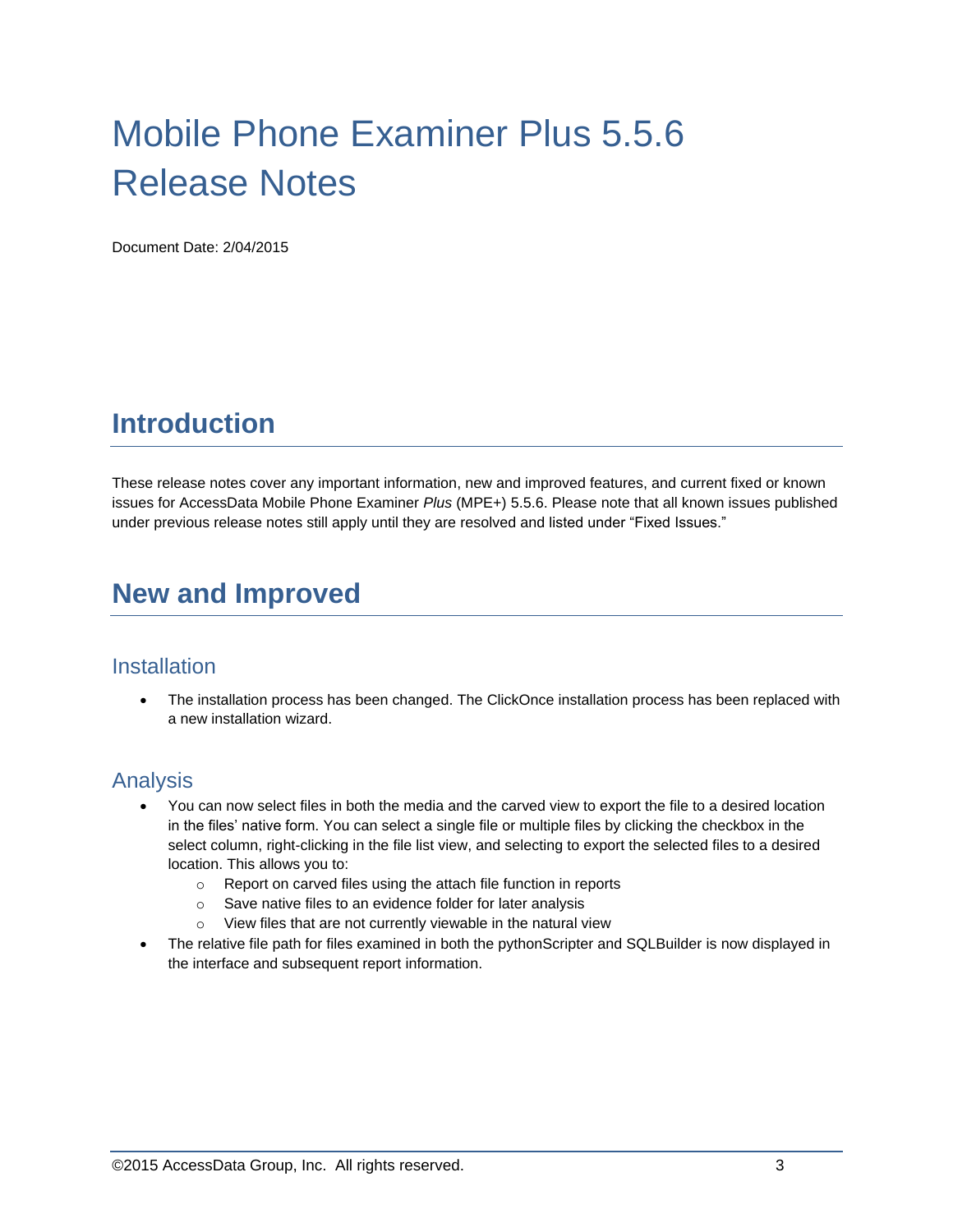# Mobile Phone Examiner Plus 5.5.6 Release Notes

Document Date: 2/04/2015

## Introduction

These release notes cover any important information, new and improved features, and current fixed or known issues for AccessData Mobile Phone Examiner *Plus* (MPE+) 5.5.6. Please note that all known issues published under previous release notes still apply until they are resolved and listed under “Fixed Issues.”

## New and Improved

### Installation

- The installation process has been changed. The ClickOnce installation process has been replaced with a new installation wizard.

### Analysis

- You can now select files in both the media and the carved view to export the file to a desired location in the files’ native form. You can select a single file or multiple files by clicking the checkbox in the select column, right-clicking in the file list view, and selecting to export the selected files to a desired location. This allows you to:
    - Report on carved files using the attach file function in reports
    - Save native files to an evidence folder for later analysis
    - View files that are not currently viewable in the natural view
- The relative file path for files examined in both the pythonScripter and SQLBuilder is now displayed in the interface and subsequent report information.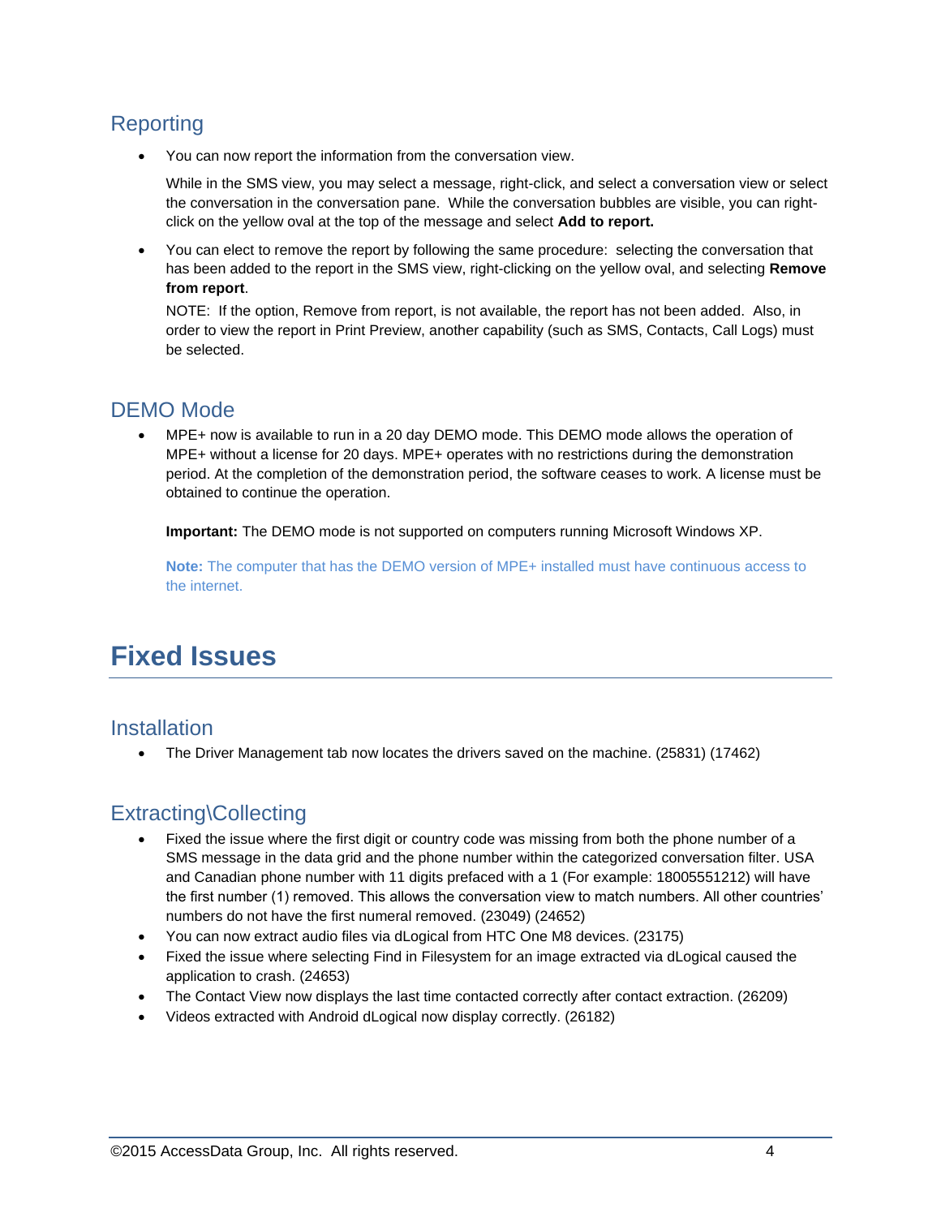## Reporting

- You can now report the information from the conversation view.

  While in the SMS view, you may select a message, right-click, and select a conversation view or select the conversation in the conversation pane. While the conversation bubbles are visible, you can right-click on the yellow oval at the top of the message and select **Add to report.**

- You can elect to remove the report by following the same procedure: selecting the conversation that has been added to the report in the SMS view, right-clicking on the yellow oval, and selecting **Remove from report**.

  NOTE: If the option, Remove from report, is not available, the report has not been added. Also, in order to view the report in Print Preview, another capability (such as SMS, Contacts, Call Logs) must be selected.

## DEMO Mode

- MPE+ now is available to run in a 20 day DEMO mode. This DEMO mode allows the operation of MPE+ without a license for 20 days. MPE+ operates with no restrictions during the demonstration period. At the completion of the demonstration period, the software ceases to work. A license must be obtained to continue the operation.

  **Important:** The DEMO mode is not supported on computers running Microsoft Windows XP.

  **Note:** The computer that has the DEMO version of MPE+ installed must have continuous access to the internet.

# Fixed Issues

## Installation

- The Driver Management tab now locates the drivers saved on the machine. (25831) (17462)

## Extracting\Collecting

- Fixed the issue where the first digit or country code was missing from both the phone number of a SMS message in the data grid and the phone number within the categorized conversation filter. USA and Canadian phone number with 11 digits prefaced with a 1 (For example: 18005551212) will have the first number (1) removed. This allows the conversation view to match numbers. All other countries' numbers do not have the first numeral removed. (23049) (24652)
- You can now extract audio files via dLogical from HTC One M8 devices. (23175)
- Fixed the issue where selecting Find in Filesystem for an image extracted via dLogical caused the application to crash. (24653)
- The Contact View now displays the last time contacted correctly after contact extraction. (26209)
- Videos extracted with Android dLogical now display correctly. (26182)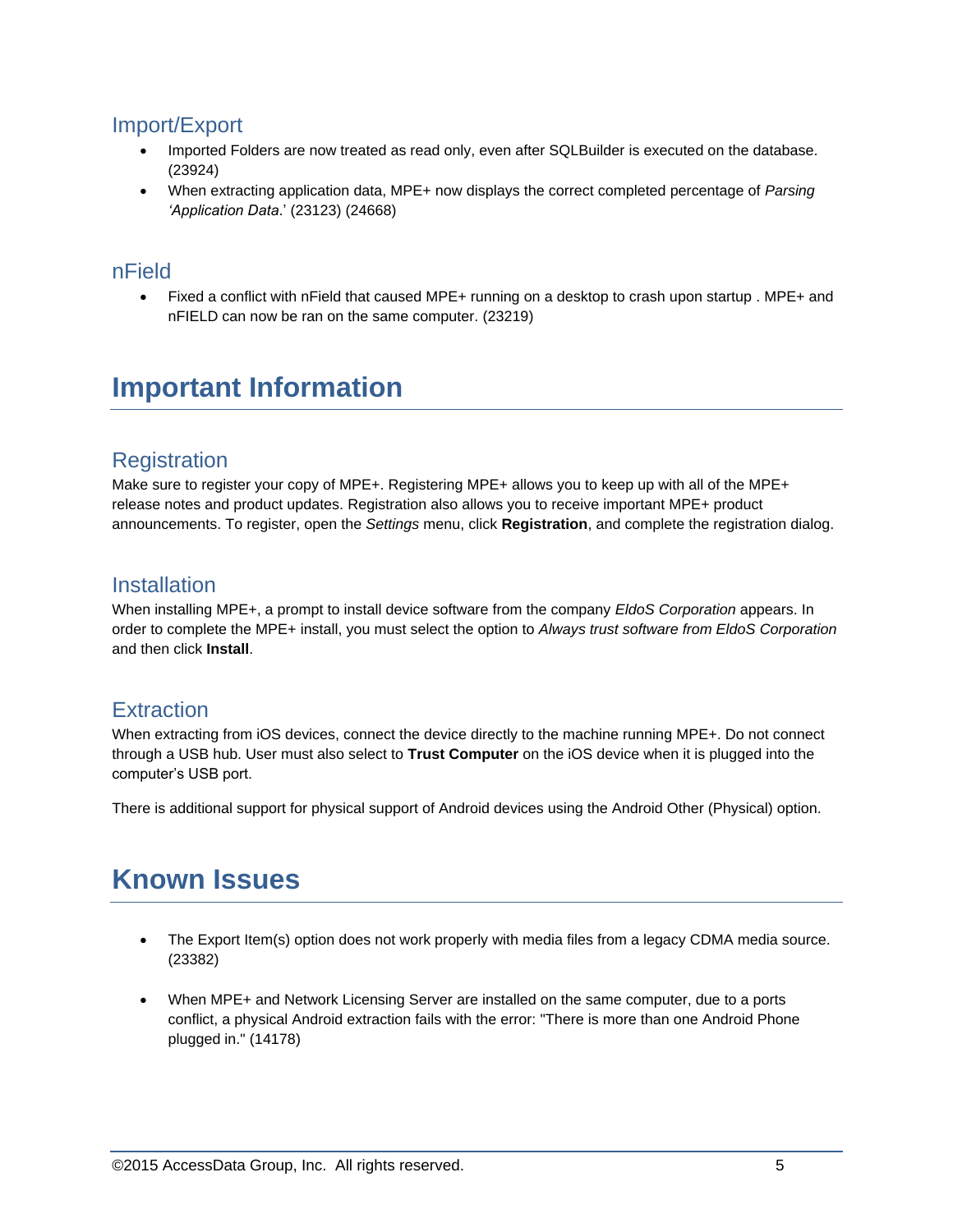## Import/Export

- Imported Folders are now treated as read only, even after SQLBuilder is executed on the database. (23924)
- When extracting application data, MPE+ now displays the correct completed percentage of *Parsing 'Application Data*.' (23123) (24668)

## nField

- Fixed a conflict with nField that caused MPE+ running on a desktop to crash upon startup . MPE+ and nFIELD can now be ran on the same computer. (23219)

# Important Information

## Registration

Make sure to register your copy of MPE+. Registering MPE+ allows you to keep up with all of the MPE+ release notes and product updates. Registration also allows you to receive important MPE+ product announcements. To register, open the *Settings* menu, click **Registration**, and complete the registration dialog.

## Installation

When installing MPE+, a prompt to install device software from the company *EldoS Corporation* appears. In order to complete the MPE+ install, you must select the option to *Always trust software from EldoS Corporation* and then click **Install**.

## Extraction

When extracting from iOS devices, connect the device directly to the machine running MPE+. Do not connect through a USB hub. User must also select to **Trust Computer** on the iOS device when it is plugged into the computer's USB port.

There is additional support for physical support of Android devices using the Android Other (Physical) option.

# Known Issues

- The Export Item(s) option does not work properly with media files from a legacy CDMA media source. (23382)

- When MPE+ and Network Licensing Server are installed on the same computer, due to a ports conflict, a physical Android extraction fails with the error: "There is more than one Android Phone plugged in." (14178)

©2015 AccessData Group, Inc. All rights reserved.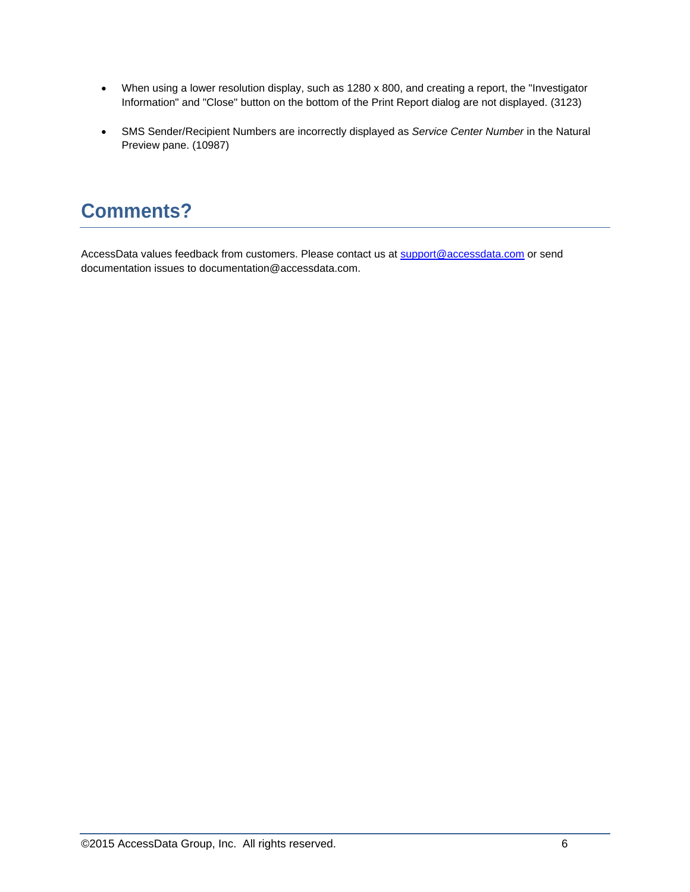- When using a lower resolution display, such as 1280 x 800, and creating a report, the "Investigator Information" and "Close" button on the bottom of the Print Report dialog are not displayed. (3123)
- SMS Sender/Recipient Numbers are incorrectly displayed as *Service Center Number* in the Natural Preview pane. (10987)

## Comments?

AccessData values feedback from customers. Please contact us at support@accessdata.com or send documentation issues to documentation@accessdata.com.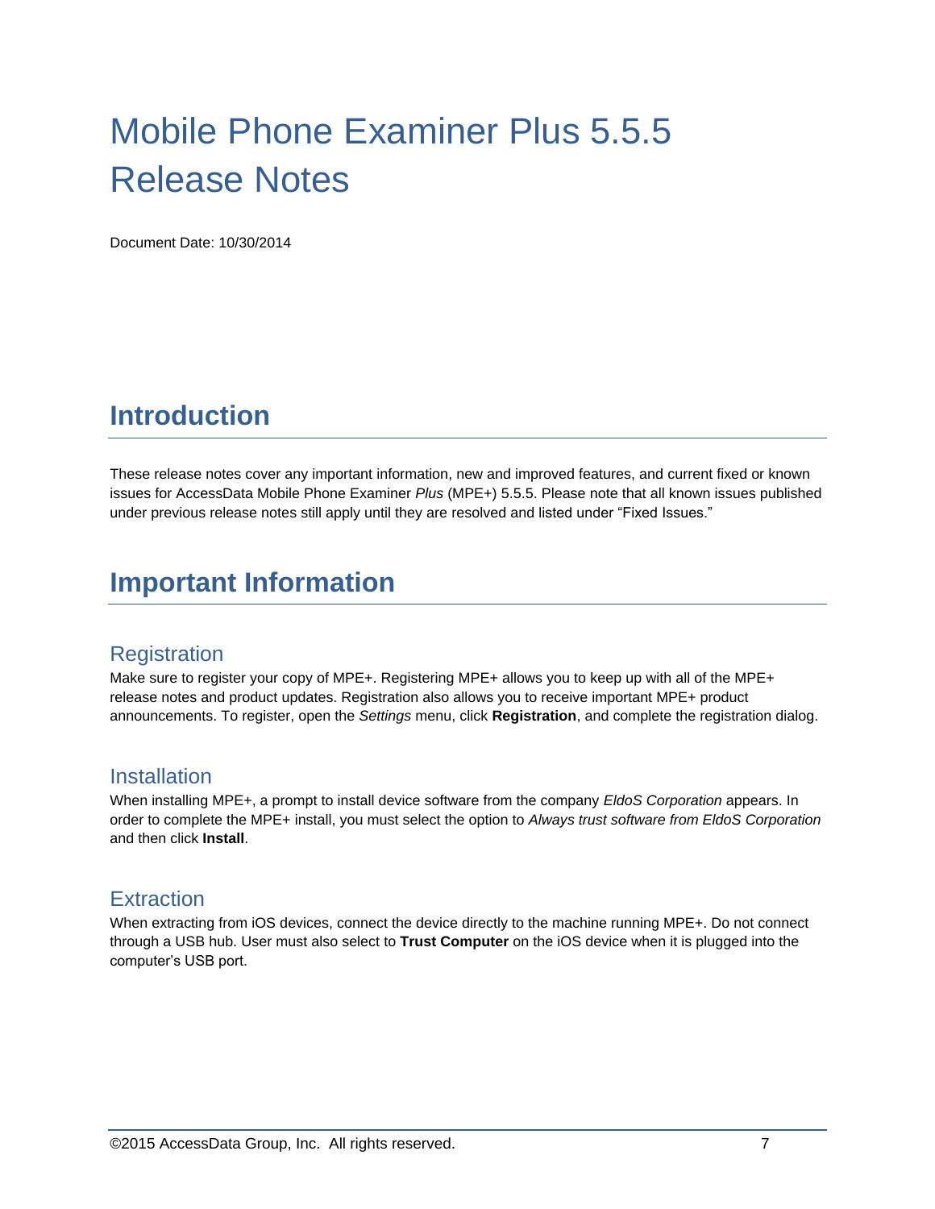# Mobile Phone Examiner Plus 5.5.5 Release Notes

Document Date: 10/30/2014

## Introduction

These release notes cover any important information, new and improved features, and current fixed or known issues for AccessData Mobile Phone Examiner *Plus* (MPE+) 5.5.5. Please note that all known issues published under previous release notes still apply until they are resolved and listed under "Fixed Issues."

## Important Information

### Registration

Make sure to register your copy of MPE+. Registering MPE+ allows you to keep up with all of the MPE+ release notes and product updates. Registration also allows you to receive important MPE+ product announcements. To register, open the *Settings* menu, click **Registration**, and complete the registration dialog.

### Installation

When installing MPE+, a prompt to install device software from the company *EldoS Corporation* appears. In order to complete the MPE+ install, you must select the option to *Always trust software from EldoS Corporation* and then click **Install**.

### Extraction

When extracting from iOS devices, connect the device directly to the machine running MPE+. Do not connect through a USB hub. User must also select to **Trust Computer** on the iOS device when it is plugged into the computer's USB port.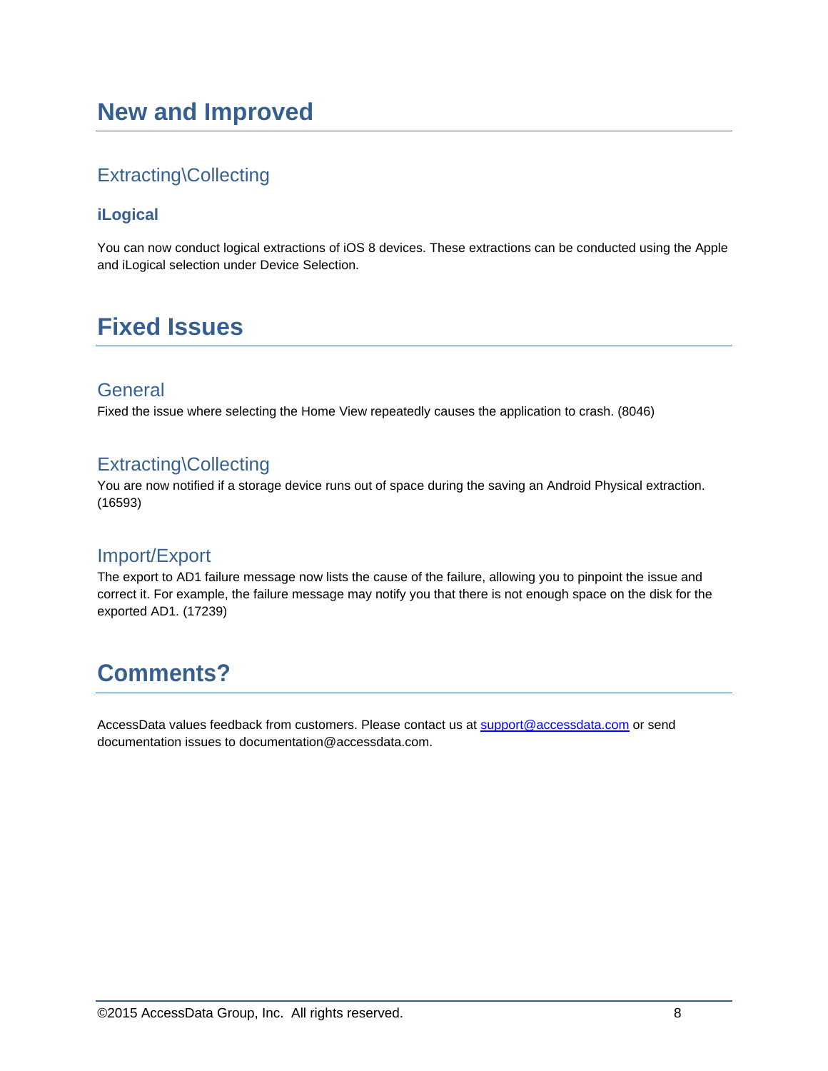# New and Improved

## Extracting\Collecting

### iLogical

You can now conduct logical extractions of iOS 8 devices. These extractions can be conducted using the Apple and iLogical selection under Device Selection.

# Fixed Issues

## General

Fixed the issue where selecting the Home View repeatedly causes the application to crash. (8046)

## Extracting\Collecting

You are now notified if a storage device runs out of space during the saving an Android Physical extraction. (16593)

## Import/Export

The export to AD1 failure message now lists the cause of the failure, allowing you to pinpoint the issue and correct it. For example, the failure message may notify you that there is not enough space on the disk for the exported AD1. (17239)

# Comments?

AccessData values feedback from customers. Please contact us at support@accessdata.com or send documentation issues to documentation@accessdata.com.